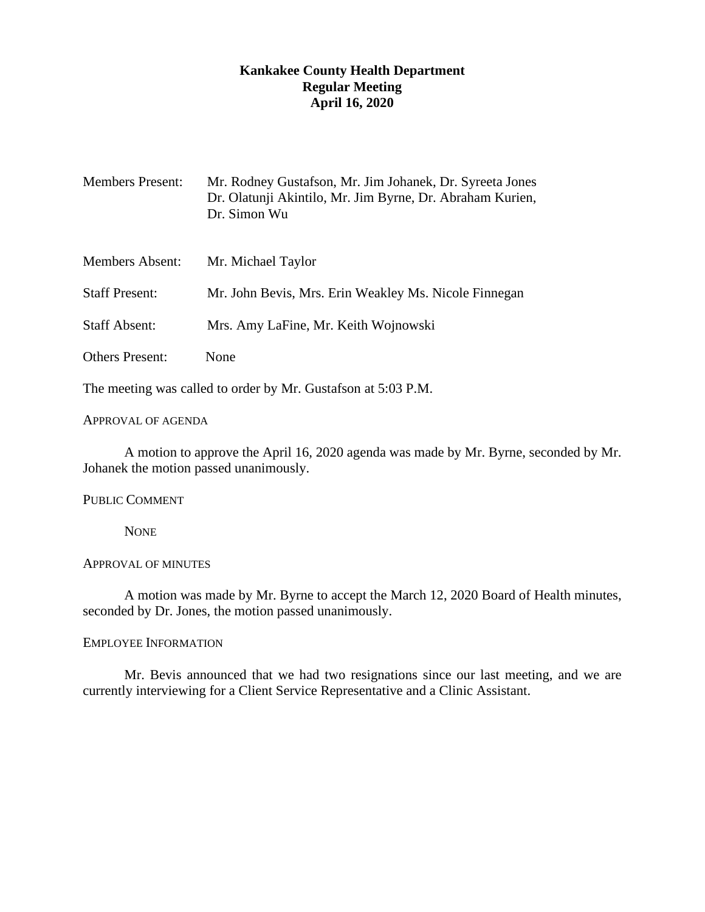# Kankakee County Health Department
## Regular Meeting
### April 16, 2020

Members Present: Mr. Rodney Gustafson, Mr. Jim Johanek, Dr. Syreeta Jones Dr. Olatunji Akintilo, Mr. Jim Byrne, Dr. Abraham Kurien, Dr. Simon Wu

Members Absent: Mr. Michael Taylor

Staff Present: Mr. John Bevis, Mrs. Erin Weakley Ms. Nicole Finnegan

Staff Absent: Mrs. Amy LaFine, Mr. Keith Wojnowski

Others Present: None

The meeting was called to order by Mr. Gustafson at 5:03 P.M.

APPROVAL OF AGENDA

A motion to approve the April 16, 2020 agenda was made by Mr. Byrne, seconded by Mr. Johanek the motion passed unanimously.

PUBLIC COMMENT

NONE

APPROVAL OF MINUTES

A motion was made by Mr. Byrne to accept the March 12, 2020 Board of Health minutes, seconded by Dr. Jones, the motion passed unanimously.

EMPLOYEE INFORMATION

Mr. Bevis announced that we had two resignations since our last meeting, and we are currently interviewing for a Client Service Representative and a Clinic Assistant.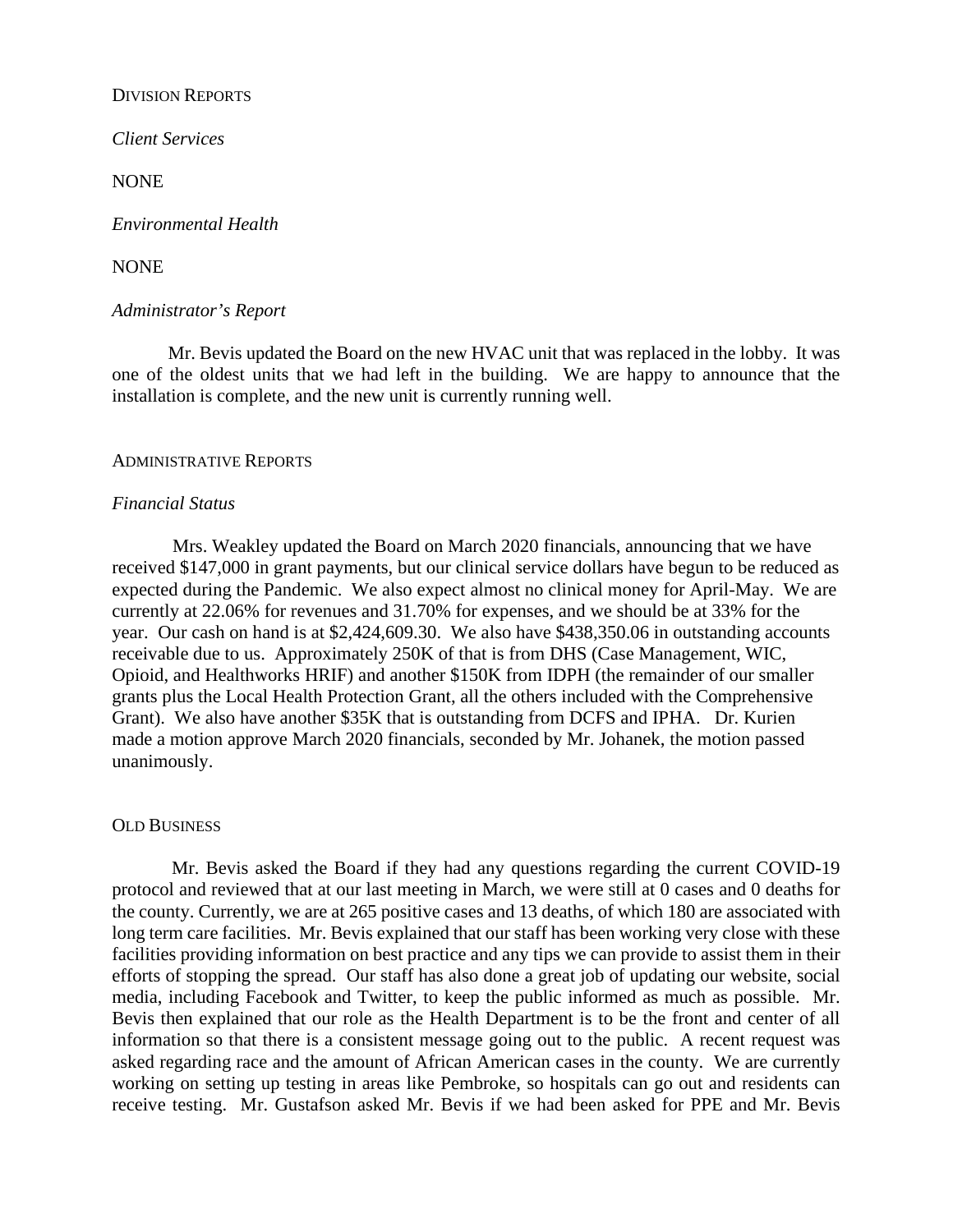## Division Reports

*Client Services*

NONE

*Environmental Health*

NONE

*Administrator's Report*

Mr. Bevis updated the Board on the new HVAC unit that was replaced in the lobby. It was one of the oldest units that we had left in the building. We are happy to announce that the installation is complete, and the new unit is currently running well.

## Administrative Reports

*Financial Status*

Mrs. Weakley updated the Board on March 2020 financials, announcing that we have received $147,000 in grant payments, but our clinical service dollars have begun to be reduced as expected during the Pandemic. We also expect almost no clinical money for April-May. We are currently at 22.06% for revenues and 31.70% for expenses, and we should be at 33% for the year. Our cash on hand is at $2,424,609.30. We also have $438,350.06 in outstanding accounts receivable due to us. Approximately 250K of that is from DHS (Case Management, WIC, Opioid, and Healthworks HRIF) and another $150K from IDPH (the remainder of our smaller grants plus the Local Health Protection Grant, all the others included with the Comprehensive Grant). We also have another $35K that is outstanding from DCFS and IPHA. Dr. Kurien made a motion approve March 2020 financials, seconded by Mr. Johanek, the motion passed unanimously.

## Old Business

Mr. Bevis asked the Board if they had any questions regarding the current COVID-19 protocol and reviewed that at our last meeting in March, we were still at 0 cases and 0 deaths for the county. Currently, we are at 265 positive cases and 13 deaths, of which 180 are associated with long term care facilities. Mr. Bevis explained that our staff has been working very close with these facilities providing information on best practice and any tips we can provide to assist them in their efforts of stopping the spread. Our staff has also done a great job of updating our website, social media, including Facebook and Twitter, to keep the public informed as much as possible. Mr. Bevis then explained that our role as the Health Department is to be the front and center of all information so that there is a consistent message going out to the public. A recent request was asked regarding race and the amount of African American cases in the county. We are currently working on setting up testing in areas like Pembroke, so hospitals can go out and residents can receive testing. Mr. Gustafson asked Mr. Bevis if we had been asked for PPE and Mr. Bevis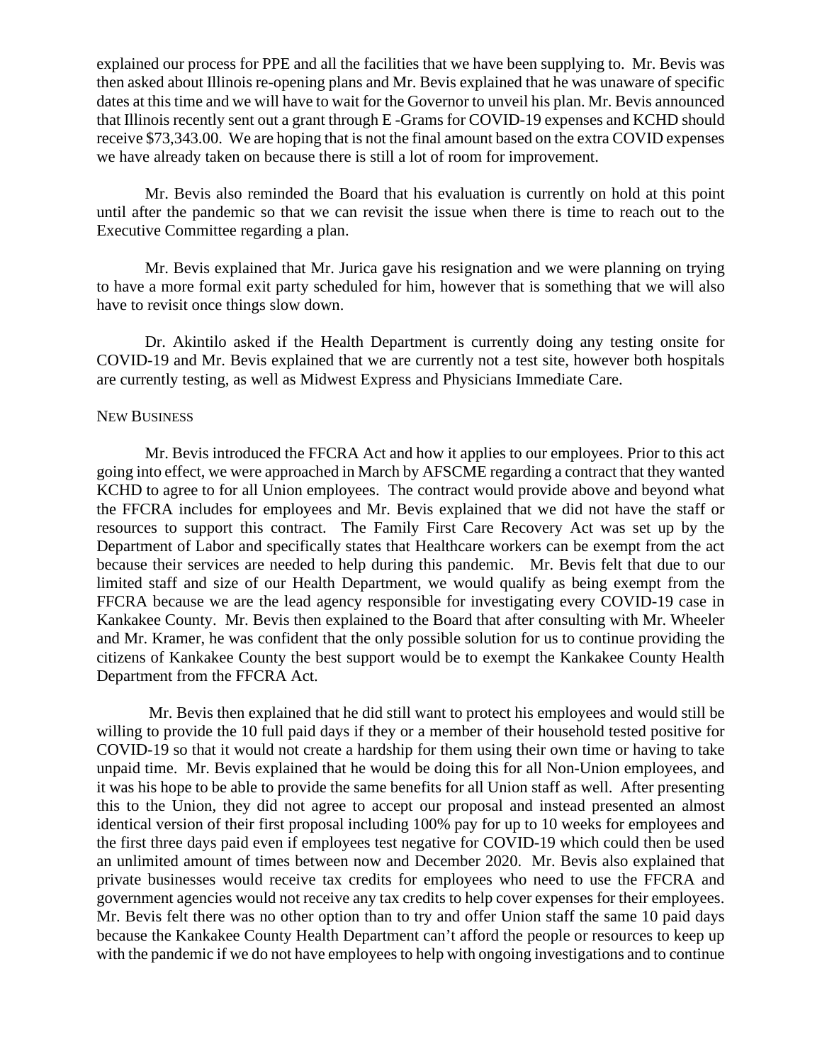explained our process for PPE and all the facilities that we have been supplying to. Mr. Bevis was then asked about Illinois re-opening plans and Mr. Bevis explained that he was unaware of specific dates at this time and we will have to wait for the Governor to unveil his plan. Mr. Bevis announced that Illinois recently sent out a grant through E -Grams for COVID-19 expenses and KCHD should receive $73,343.00. We are hoping that is not the final amount based on the extra COVID expenses we have already taken on because there is still a lot of room for improvement.

Mr. Bevis also reminded the Board that his evaluation is currently on hold at this point until after the pandemic so that we can revisit the issue when there is time to reach out to the Executive Committee regarding a plan.

Mr. Bevis explained that Mr. Jurica gave his resignation and we were planning on trying to have a more formal exit party scheduled for him, however that is something that we will also have to revisit once things slow down.

Dr. Akintilo asked if the Health Department is currently doing any testing onsite for COVID-19 and Mr. Bevis explained that we are currently not a test site, however both hospitals are currently testing, as well as Midwest Express and Physicians Immediate Care.

## New Business

Mr. Bevis introduced the FFCRA Act and how it applies to our employees. Prior to this act going into effect, we were approached in March by AFSCME regarding a contract that they wanted KCHD to agree to for all Union employees. The contract would provide above and beyond what the FFCRA includes for employees and Mr. Bevis explained that we did not have the staff or resources to support this contract. The Family First Care Recovery Act was set up by the Department of Labor and specifically states that Healthcare workers can be exempt from the act because their services are needed to help during this pandemic. Mr. Bevis felt that due to our limited staff and size of our Health Department, we would qualify as being exempt from the FFCRA because we are the lead agency responsible for investigating every COVID-19 case in Kankakee County. Mr. Bevis then explained to the Board that after consulting with Mr. Wheeler and Mr. Kramer, he was confident that the only possible solution for us to continue providing the citizens of Kankakee County the best support would be to exempt the Kankakee County Health Department from the FFCRA Act.

Mr. Bevis then explained that he did still want to protect his employees and would still be willing to provide the 10 full paid days if they or a member of their household tested positive for COVID-19 so that it would not create a hardship for them using their own time or having to take unpaid time. Mr. Bevis explained that he would be doing this for all Non-Union employees, and it was his hope to be able to provide the same benefits for all Union staff as well. After presenting this to the Union, they did not agree to accept our proposal and instead presented an almost identical version of their first proposal including 100% pay for up to 10 weeks for employees and the first three days paid even if employees test negative for COVID-19 which could then be used an unlimited amount of times between now and December 2020. Mr. Bevis also explained that private businesses would receive tax credits for employees who need to use the FFCRA and government agencies would not receive any tax credits to help cover expenses for their employees. Mr. Bevis felt there was no other option than to try and offer Union staff the same 10 paid days because the Kankakee County Health Department can't afford the people or resources to keep up with the pandemic if we do not have employees to help with ongoing investigations and to continue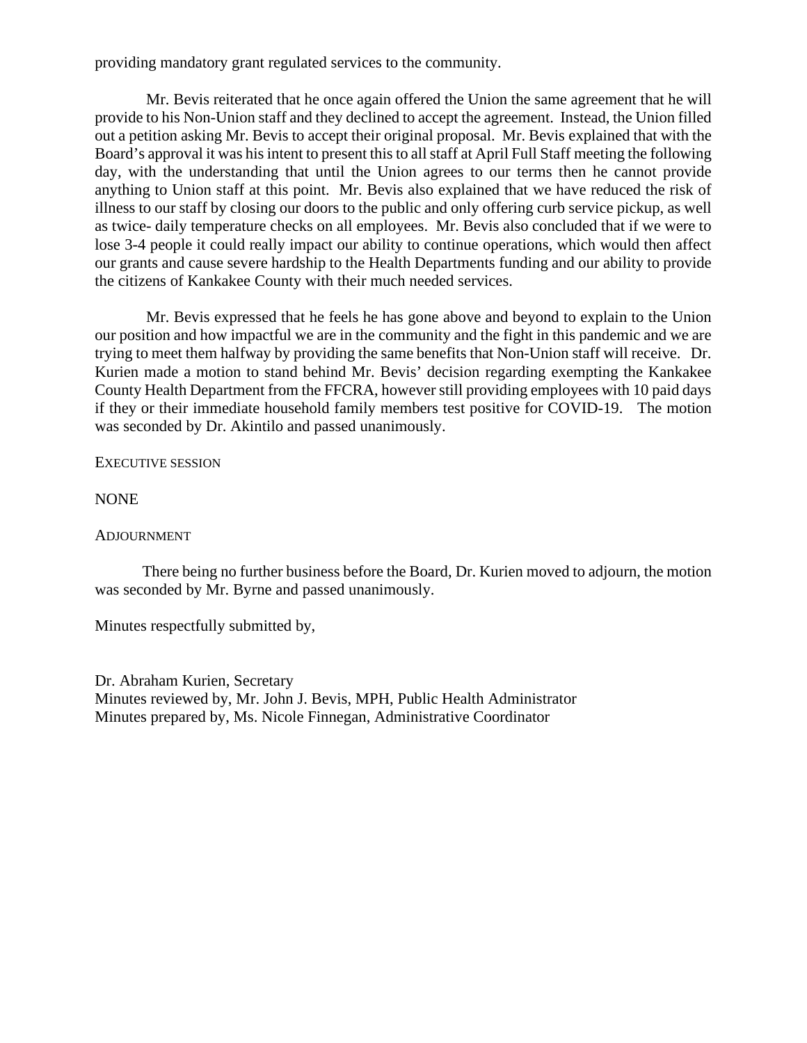providing mandatory grant regulated services to the community.

Mr. Bevis reiterated that he once again offered the Union the same agreement that he will provide to his Non-Union staff and they declined to accept the agreement. Instead, the Union filled out a petition asking Mr. Bevis to accept their original proposal. Mr. Bevis explained that with the Board's approval it was his intent to present this to all staff at April Full Staff meeting the following day, with the understanding that until the Union agrees to our terms then he cannot provide anything to Union staff at this point. Mr. Bevis also explained that we have reduced the risk of illness to our staff by closing our doors to the public and only offering curb service pickup, as well as twice- daily temperature checks on all employees. Mr. Bevis also concluded that if we were to lose 3-4 people it could really impact our ability to continue operations, which would then affect our grants and cause severe hardship to the Health Departments funding and our ability to provide the citizens of Kankakee County with their much needed services.

Mr. Bevis expressed that he feels he has gone above and beyond to explain to the Union our position and how impactful we are in the community and the fight in this pandemic and we are trying to meet them halfway by providing the same benefits that Non-Union staff will receive. Dr. Kurien made a motion to stand behind Mr. Bevis' decision regarding exempting the Kankakee County Health Department from the FFCRA, however still providing employees with 10 paid days if they or their immediate household family members test positive for COVID-19. The motion was seconded by Dr. Akintilo and passed unanimously.

EXECUTIVE SESSION

NONE

ADJOURNMENT

There being no further business before the Board, Dr. Kurien moved to adjourn, the motion was seconded by Mr. Byrne and passed unanimously.

Minutes respectfully submitted by,

Dr. Abraham Kurien, Secretary
Minutes reviewed by, Mr. John J. Bevis, MPH, Public Health Administrator
Minutes prepared by, Ms. Nicole Finnegan, Administrative Coordinator